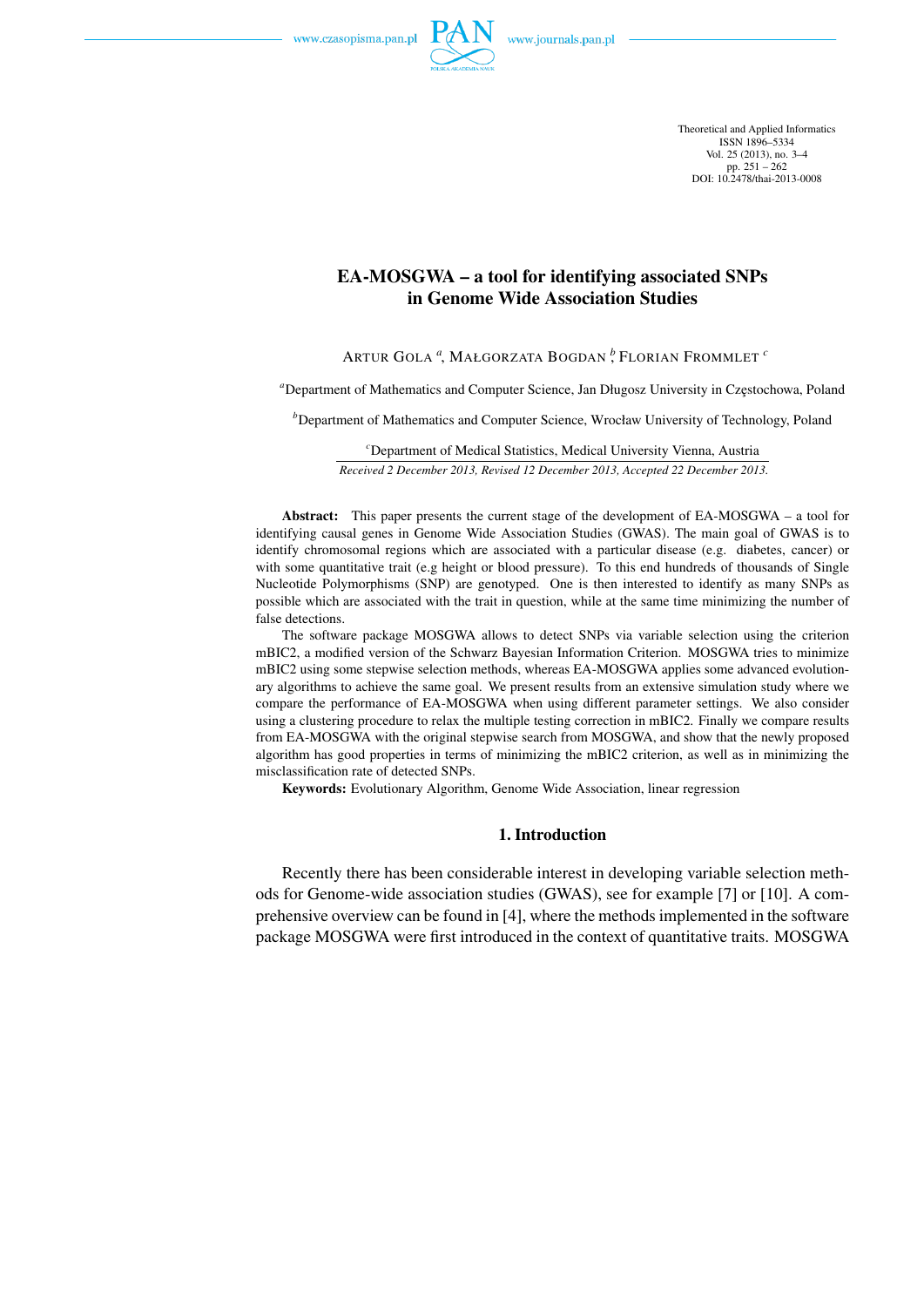# EA-MOSGWA – a tool for identifying associated SNPs in Genome Wide Association Studies

ARTUR GOLA [a], MAŁGORZATA BOGDAN [b], FLORIAN FROMMLET [c]

[a]Department of Mathematics and Computer Science, Jan Długosz University in Częstochowa, Poland

[b]Department of Mathematics and Computer Science, Wrocław University of Technology, Poland

[c]Department of Medical Statistics, Medical University Vienna, Austria

*Received 2 December 2013, Revised 12 December 2013, Accepted 22 December 2013.*

**Abstract:** This paper presents the current stage of the development of EA-MOSGWA – a tool for identifying causal genes in Genome Wide Association Studies (GWAS). The main goal of GWAS is to identify chromosomal regions which are associated with a particular disease (e.g. diabetes, cancer) or with some quantitative trait (e.g height or blood pressure). To this end hundreds of thousands of Single Nucleotide Polymorphisms (SNP) are genotyped. One is then interested to identify as many SNPs as possible which are associated with the trait in question, while at the same time minimizing the number of false detections.

The software package MOSGWA allows to detect SNPs via variable selection using the criterion mBIC2, a modified version of the Schwarz Bayesian Information Criterion. MOSGWA tries to minimize mBIC2 using some stepwise selection methods, whereas EA-MOSGWA applies some advanced evolutionary algorithms to achieve the same goal. We present results from an extensive simulation study where we compare the performance of EA-MOSGWA when using different parameter settings. We also consider using a clustering procedure to relax the multiple testing correction in mBIC2. Finally we compare results from EA-MOSGWA with the original stepwise search from MOSGWA, and show that the newly proposed algorithm has good properties in terms of minimizing the mBIC2 criterion, as well as in minimizing the misclassification rate of detected SNPs.

**Keywords:** Evolutionary Algorithm, Genome Wide Association, linear regression

## 1. Introduction

Recently there has been considerable interest in developing variable selection methods for Genome-wide association studies (GWAS), see for example [7] or [10]. A comprehensive overview can be found in [4], where the methods implemented in the software package MOSGWA were first introduced in the context of quantitative traits. MOSGWA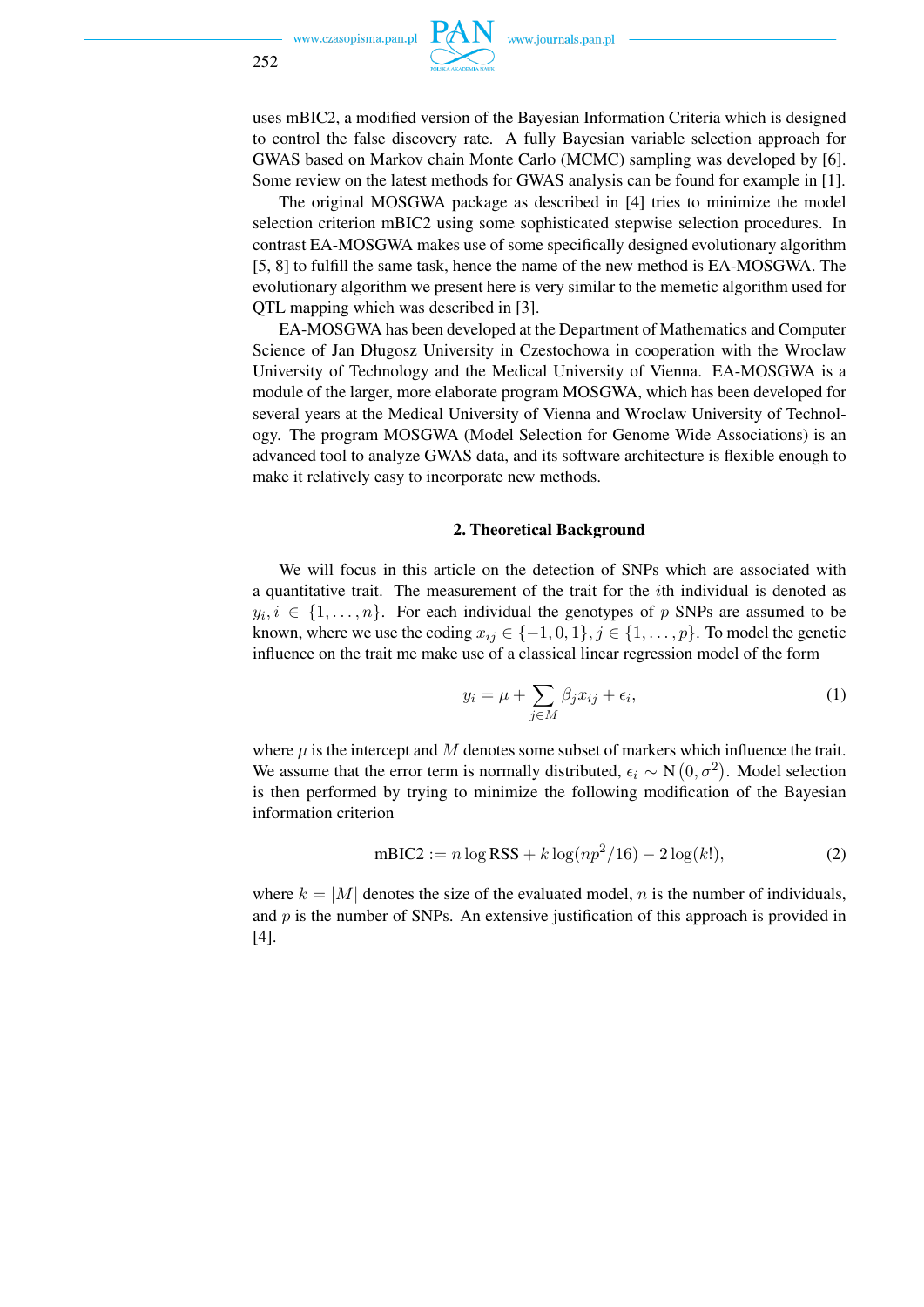uses mBIC2, a modified version of the Bayesian Information Criteria which is designed to control the false discovery rate. A fully Bayesian variable selection approach for GWAS based on Markov chain Monte Carlo (MCMC) sampling was developed by [6]. Some review on the latest methods for GWAS analysis can be found for example in [1].

The original MOSGWA package as described in [4] tries to minimize the model selection criterion mBIC2 using some sophisticated stepwise selection procedures. In contrast EA-MOSGWA makes use of some specifically designed evolutionary algorithm [5, 8] to fulfill the same task, hence the name of the new method is EA-MOSGWA. The evolutionary algorithm we present here is very similar to the memetic algorithm used for QTL mapping which was described in [3].

EA-MOSGWA has been developed at the Department of Mathematics and Computer Science of Jan Długosz University in Czestochowa in cooperation with the Wroclaw University of Technology and the Medical University of Vienna. EA-MOSGWA is a module of the larger, more elaborate program MOSGWA, which has been developed for several years at the Medical University of Vienna and Wroclaw University of Technology. The program MOSGWA (Model Selection for Genome Wide Associations) is an advanced tool to analyze GWAS data, and its software architecture is flexible enough to make it relatively easy to incorporate new methods.

## 2. Theoretical Background

We will focus in this article on the detection of SNPs which are associated with a quantitative trait. The measurement of the trait for the $i$th individual is denoted as $y_i, i \in \{1, \ldots, n\}$. For each individual the genotypes of $p$ SNPs are assumed to be known, where we use the coding $x_{ij} \in \{-1, 0, 1\}, j \in \{1, \ldots, p\}$. To model the genetic influence on the trait me make use of a classical linear regression model of the form

$$y_i = \mu + \sum_{j \in M} \beta_j x_{ij} + \epsilon_i, \tag{1}$$

where $\mu$ is the intercept and $M$ denotes some subset of markers which influence the trait. We assume that the error term is normally distributed, $\epsilon_i \sim \mathrm{N}(0, \sigma^2)$. Model selection is then performed by trying to minimize the following modification of the Bayesian information criterion

$$\text{mBIC2} := n \log \text{RSS} + k \log(np^2/16) - 2\log(k!), \tag{2}$$

where $k = |M|$ denotes the size of the evaluated model, $n$ is the number of individuals, and $p$ is the number of SNPs. An extensive justification of this approach is provided in [4].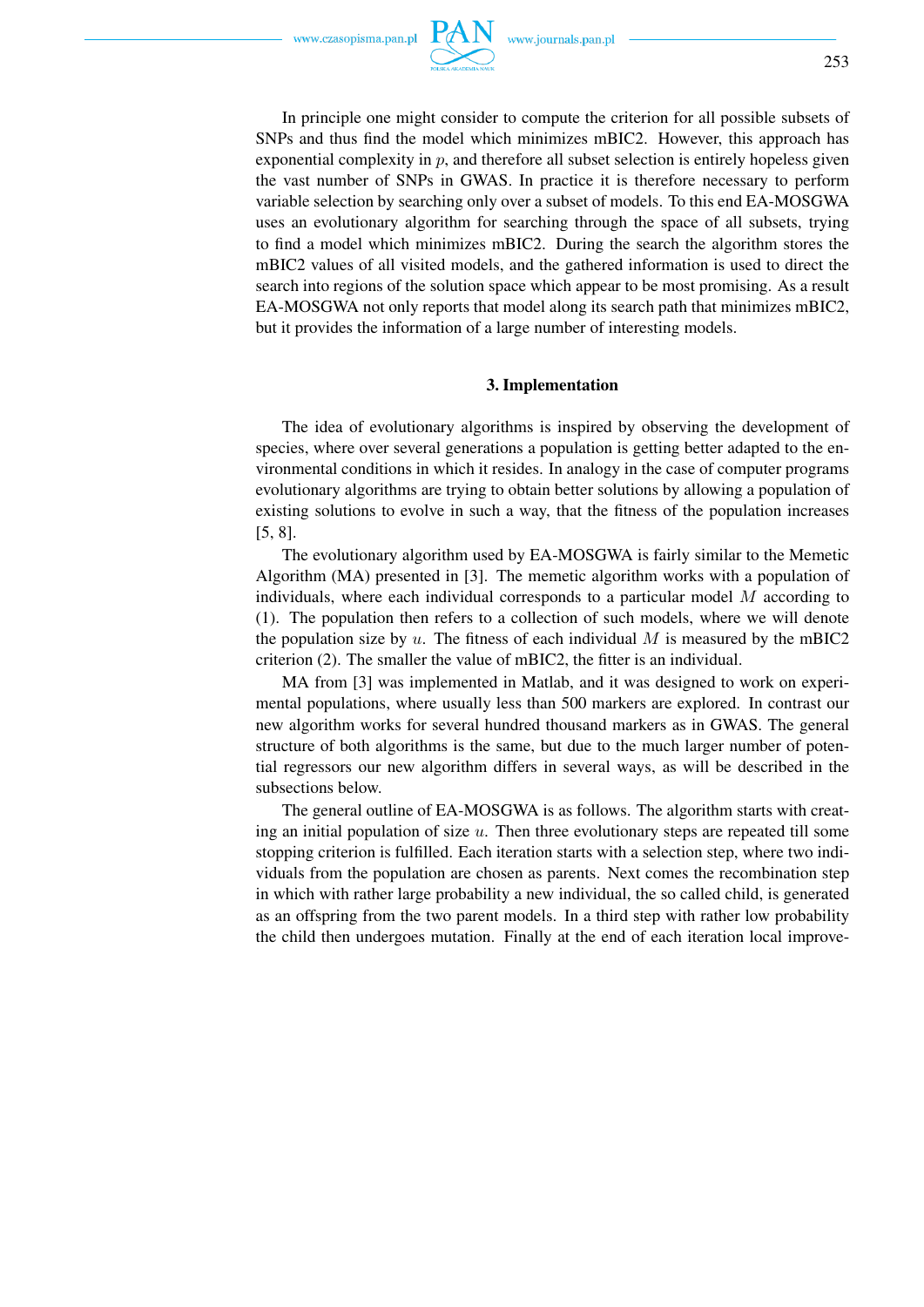In principle one might consider to compute the criterion for all possible subsets of SNPs and thus find the model which minimizes mBIC2. However, this approach has exponential complexity in $p$, and therefore all subset selection is entirely hopeless given the vast number of SNPs in GWAS. In practice it is therefore necessary to perform variable selection by searching only over a subset of models. To this end EA-MOSGWA uses an evolutionary algorithm for searching through the space of all subsets, trying to find a model which minimizes mBIC2. During the search the algorithm stores the mBIC2 values of all visited models, and the gathered information is used to direct the search into regions of the solution space which appear to be most promising. As a result EA-MOSGWA not only reports that model along its search path that minimizes mBIC2, but it provides the information of a large number of interesting models.

## 3. Implementation

The idea of evolutionary algorithms is inspired by observing the development of species, where over several generations a population is getting better adapted to the environmental conditions in which it resides. In analogy in the case of computer programs evolutionary algorithms are trying to obtain better solutions by allowing a population of existing solutions to evolve in such a way, that the fitness of the population increases [5, 8].

The evolutionary algorithm used by EA-MOSGWA is fairly similar to the Memetic Algorithm (MA) presented in [3]. The memetic algorithm works with a population of individuals, where each individual corresponds to a particular model $M$ according to (1). The population then refers to a collection of such models, where we will denote the population size by $u$. The fitness of each individual $M$ is measured by the mBIC2 criterion (2). The smaller the value of mBIC2, the fitter is an individual.

MA from [3] was implemented in Matlab, and it was designed to work on experimental populations, where usually less than 500 markers are explored. In contrast our new algorithm works for several hundred thousand markers as in GWAS. The general structure of both algorithms is the same, but due to the much larger number of potential regressors our new algorithm differs in several ways, as will be described in the subsections below.

The general outline of EA-MOSGWA is as follows. The algorithm starts with creating an initial population of size $u$. Then three evolutionary steps are repeated till some stopping criterion is fulfilled. Each iteration starts with a selection step, where two individuals from the population are chosen as parents. Next comes the recombination step in which with rather large probability a new individual, the so called child, is generated as an offspring from the two parent models. In a third step with rather low probability the child then undergoes mutation. Finally at the end of each iteration local improve-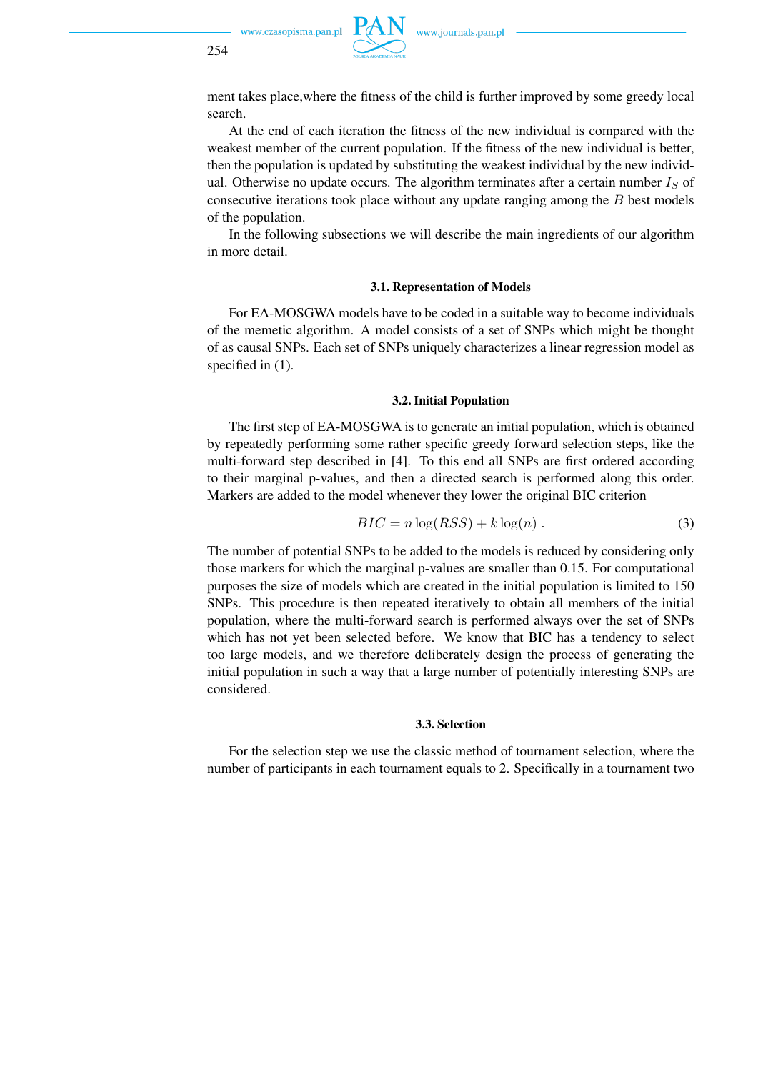ment takes place,where the fitness of the child is further improved by some greedy local search.

At the end of each iteration the fitness of the new individual is compared with the weakest member of the current population. If the fitness of the new individual is better, then the population is updated by substituting the weakest individual by the new individual. Otherwise no update occurs. The algorithm terminates after a certain number $I_S$ of consecutive iterations took place without any update ranging among the $B$ best models of the population.

In the following subsections we will describe the main ingredients of our algorithm in more detail.

### 3.1. Representation of Models

For EA-MOSGWA models have to be coded in a suitable way to become individuals of the memetic algorithm. A model consists of a set of SNPs which might be thought of as causal SNPs. Each set of SNPs uniquely characterizes a linear regression model as specified in (1).

### 3.2. Initial Population

The first step of EA-MOSGWA is to generate an initial population, which is obtained by repeatedly performing some rather specific greedy forward selection steps, like the multi-forward step described in [4]. To this end all SNPs are first ordered according to their marginal p-values, and then a directed search is performed along this order. Markers are added to the model whenever they lower the original BIC criterion

$$BIC = n\log(RSS) + k\log(n)\ . \tag{3}$$

The number of potential SNPs to be added to the models is reduced by considering only those markers for which the marginal p-values are smaller than 0.15. For computational purposes the size of models which are created in the initial population is limited to 150 SNPs. This procedure is then repeated iteratively to obtain all members of the initial population, where the multi-forward search is performed always over the set of SNPs which has not yet been selected before. We know that BIC has a tendency to select too large models, and we therefore deliberately design the process of generating the initial population in such a way that a large number of potentially interesting SNPs are considered.

### 3.3. Selection

For the selection step we use the classic method of tournament selection, where the number of participants in each tournament equals to 2. Specifically in a tournament two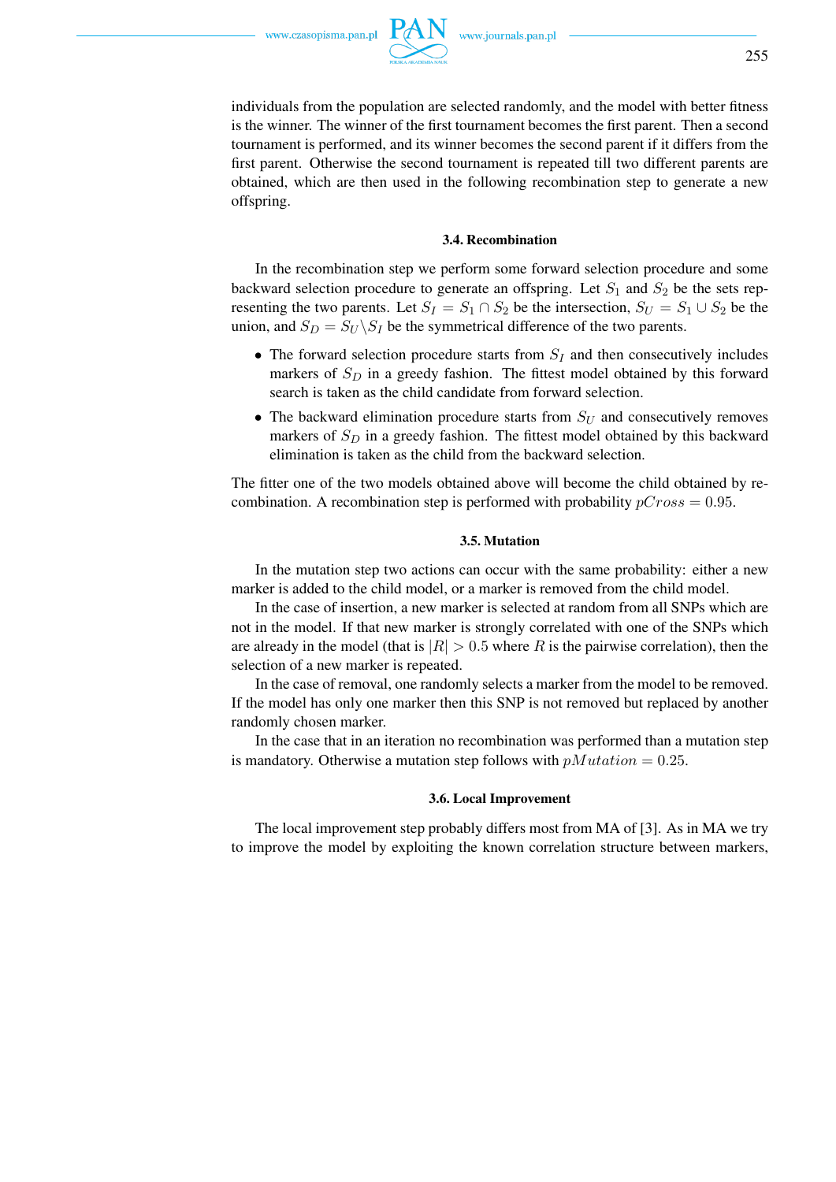individuals from the population are selected randomly, and the model with better fitness is the winner. The winner of the first tournament becomes the first parent. Then a second tournament is performed, and its winner becomes the second parent if it differs from the first parent. Otherwise the second tournament is repeated till two different parents are obtained, which are then used in the following recombination step to generate a new offspring.

### 3.4. Recombination

In the recombination step we perform some forward selection procedure and some backward selection procedure to generate an offspring. Let $S_1$ and $S_2$ be the sets representing the two parents. Let $S_I = S_1 \cap S_2$ be the intersection, $S_U = S_1 \cup S_2$ be the union, and $S_D = S_U \backslash S_I$ be the symmetrical difference of the two parents.

- The forward selection procedure starts from $S_I$ and then consecutively includes markers of $S_D$ in a greedy fashion. The fittest model obtained by this forward search is taken as the child candidate from forward selection.
- The backward elimination procedure starts from $S_U$ and consecutively removes markers of $S_D$ in a greedy fashion. The fittest model obtained by this backward elimination is taken as the child from the backward selection.

The fitter one of the two models obtained above will become the child obtained by recombination. A recombination step is performed with probability $pCross = 0.95$.

### 3.5. Mutation

In the mutation step two actions can occur with the same probability: either a new marker is added to the child model, or a marker is removed from the child model.

In the case of insertion, a new marker is selected at random from all SNPs which are not in the model. If that new marker is strongly correlated with one of the SNPs which are already in the model (that is $|R| > 0.5$ where $R$ is the pairwise correlation), then the selection of a new marker is repeated.

In the case of removal, one randomly selects a marker from the model to be removed. If the model has only one marker then this SNP is not removed but replaced by another randomly chosen marker.

In the case that in an iteration no recombination was performed than a mutation step is mandatory. Otherwise a mutation step follows with $pMutation = 0.25$.

### 3.6. Local Improvement

The local improvement step probably differs most from MA of [3]. As in MA we try to improve the model by exploiting the known correlation structure between markers,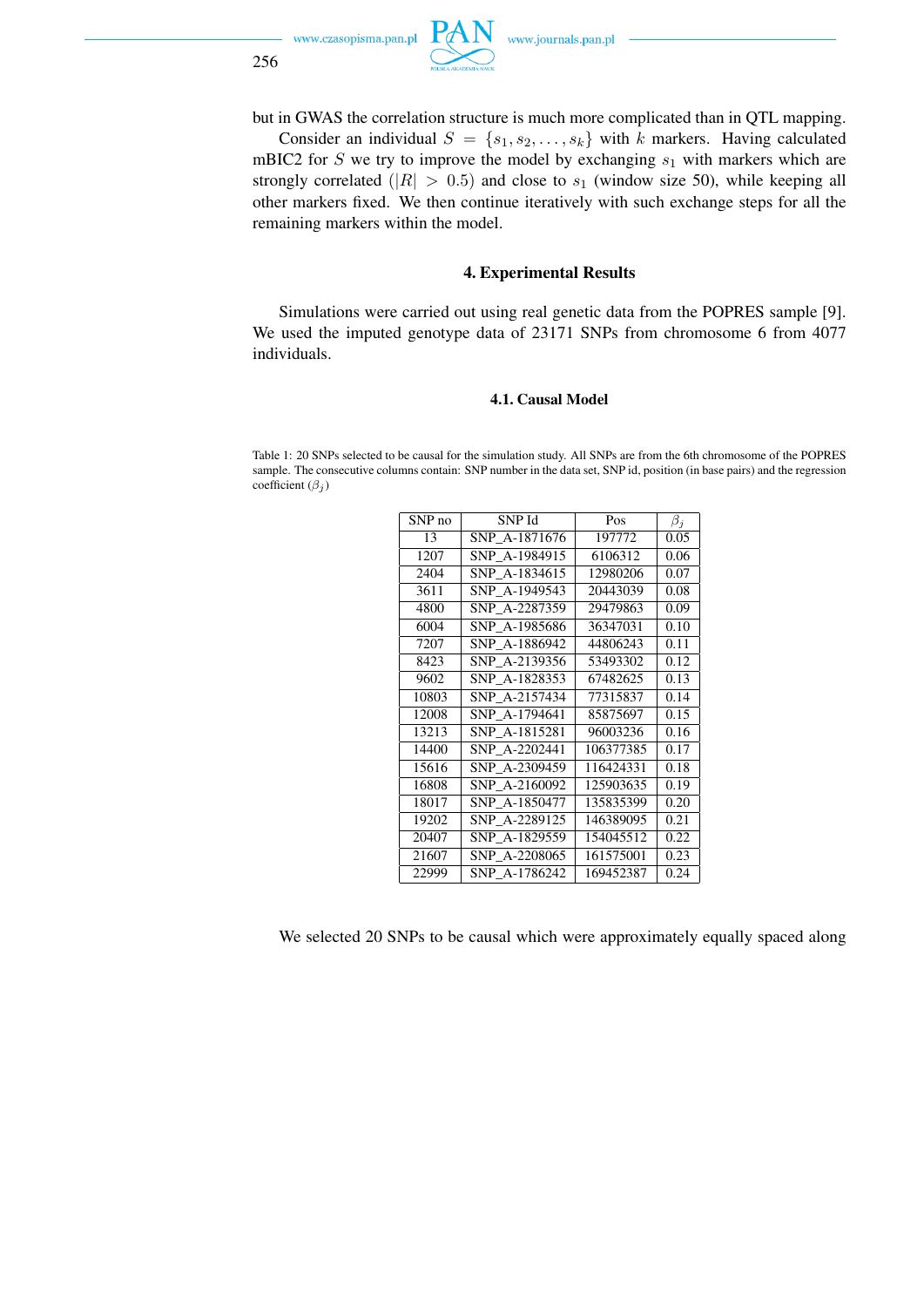but in GWAS the correlation structure is much more complicated than in QTL mapping.

Consider an individual $S = \{s_1, s_2, \ldots, s_k\}$ with $k$ markers. Having calculated mBIC2 for $S$ we try to improve the model by exchanging $s_1$ with markers which are strongly correlated ($|R| > 0.5$) and close to $s_1$ (window size 50), while keeping all other markers fixed. We then continue iteratively with such exchange steps for all the remaining markers within the model.

## 4. Experimental Results

Simulations were carried out using real genetic data from the POPRES sample [9]. We used the imputed genotype data of 23171 SNPs from chromosome 6 from 4077 individuals.

### 4.1. Causal Model

Table 1: 20 SNPs selected to be causal for the simulation study. All SNPs are from the 6th chromosome of the POPRES sample. The consecutive columns contain: SNP number in the data set, SNP id, position (in base pairs) and the regression coefficient ($\beta_j$)

| SNP no | SNP Id | Pos | $\beta_j$ |
|---|---|---|---|
| 13 | SNP_A-1871676 | 197772 | 0.05 |
| 1207 | SNP_A-1984915 | 6106312 | 0.06 |
| 2404 | SNP_A-1834615 | 12980206 | 0.07 |
| 3611 | SNP_A-1949543 | 20443039 | 0.08 |
| 4800 | SNP_A-2287359 | 29479863 | 0.09 |
| 6004 | SNP_A-1985686 | 36347031 | 0.10 |
| 7207 | SNP_A-1886942 | 44806243 | 0.11 |
| 8423 | SNP_A-2139356 | 53493302 | 0.12 |
| 9602 | SNP_A-1828353 | 67482625 | 0.13 |
| 10803 | SNP_A-2157434 | 77315837 | 0.14 |
| 12008 | SNP_A-1794641 | 85875697 | 0.15 |
| 13213 | SNP_A-1815281 | 96003236 | 0.16 |
| 14400 | SNP_A-2202441 | 106377385 | 0.17 |
| 15616 | SNP_A-2309459 | 116424331 | 0.18 |
| 16808 | SNP_A-2160092 | 125903635 | 0.19 |
| 18017 | SNP_A-1850477 | 135835399 | 0.20 |
| 19202 | SNP_A-2289125 | 146389095 | 0.21 |
| 20407 | SNP_A-1829559 | 154045512 | 0.22 |
| 21607 | SNP_A-2208065 | 161575001 | 0.23 |
| 22999 | SNP_A-1786242 | 169452387 | 0.24 |

We selected 20 SNPs to be causal which were approximately equally spaced along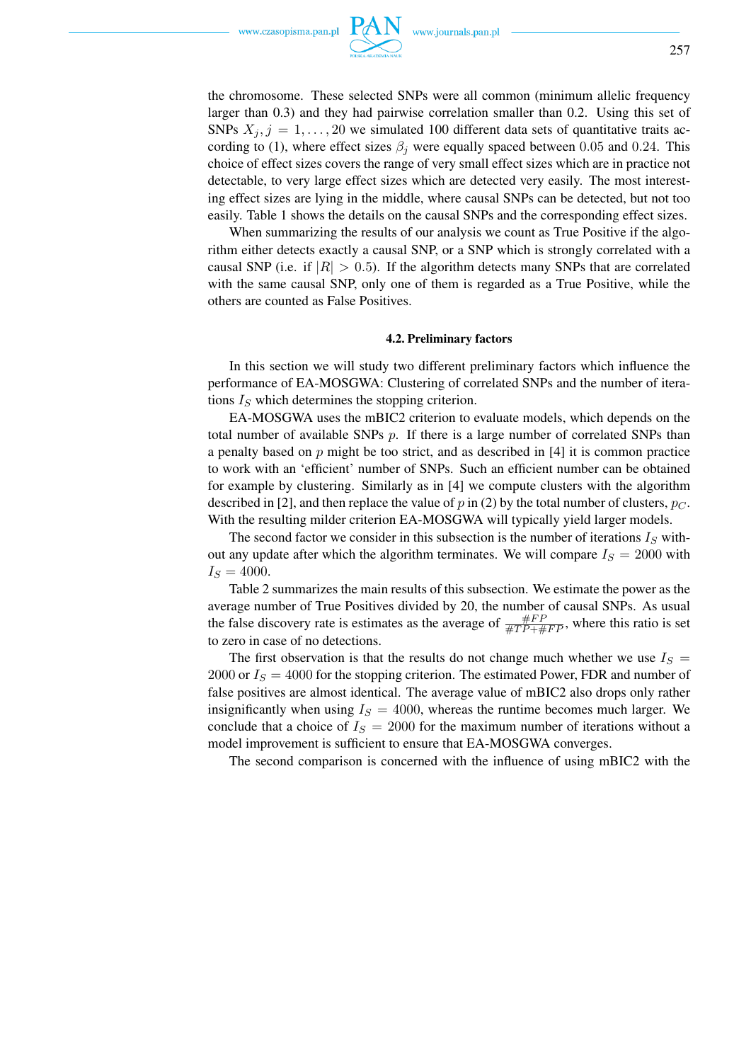the chromosome. These selected SNPs were all common (minimum allelic frequency larger than 0.3) and they had pairwise correlation smaller than 0.2. Using this set of SNPs $X_j, j = 1, \ldots, 20$ we simulated 100 different data sets of quantitative traits according to (1), where effect sizes $\beta_j$ were equally spaced between 0.05 and 0.24. This choice of effect sizes covers the range of very small effect sizes which are in practice not detectable, to very large effect sizes which are detected very easily. The most interesting effect sizes are lying in the middle, where causal SNPs can be detected, but not too easily. Table 1 shows the details on the causal SNPs and the corresponding effect sizes.

When summarizing the results of our analysis we count as True Positive if the algorithm either detects exactly a causal SNP, or a SNP which is strongly correlated with a causal SNP (i.e. if $|R| > 0.5$). If the algorithm detects many SNPs that are correlated with the same causal SNP, only one of them is regarded as a True Positive, while the others are counted as False Positives.

### 4.2. Preliminary factors

In this section we will study two different preliminary factors which influence the performance of EA-MOSGWA: Clustering of correlated SNPs and the number of iterations $I_S$ which determines the stopping criterion.

EA-MOSGWA uses the mBIC2 criterion to evaluate models, which depends on the total number of available SNPs $p$. If there is a large number of correlated SNPs than a penalty based on $p$ might be too strict, and as described in [4] it is common practice to work with an 'efficient' number of SNPs. Such an efficient number can be obtained for example by clustering. Similarly as in [4] we compute clusters with the algorithm described in [2], and then replace the value of $p$ in (2) by the total number of clusters, $p_C$. With the resulting milder criterion EA-MOSGWA will typically yield larger models.

The second factor we consider in this subsection is the number of iterations $I_S$ without any update after which the algorithm terminates. We will compare $I_S = 2000$ with $I_S = 4000$.

Table 2 summarizes the main results of this subsection. We estimate the power as the average number of True Positives divided by 20, the number of causal SNPs. As usual the false discovery rate is estimates as the average of $\frac{\#FP}{\#TP+\#FP}$, where this ratio is set to zero in case of no detections.

The first observation is that the results do not change much whether we use $I_S = 2000$ or $I_S = 4000$ for the stopping criterion. The estimated Power, FDR and number of false positives are almost identical. The average value of mBIC2 also drops only rather insignificantly when using $I_S = 4000$, whereas the runtime becomes much larger. We conclude that a choice of $I_S = 2000$ for the maximum number of iterations without a model improvement is sufficient to ensure that EA-MOSGWA converges.

The second comparison is concerned with the influence of using mBIC2 with the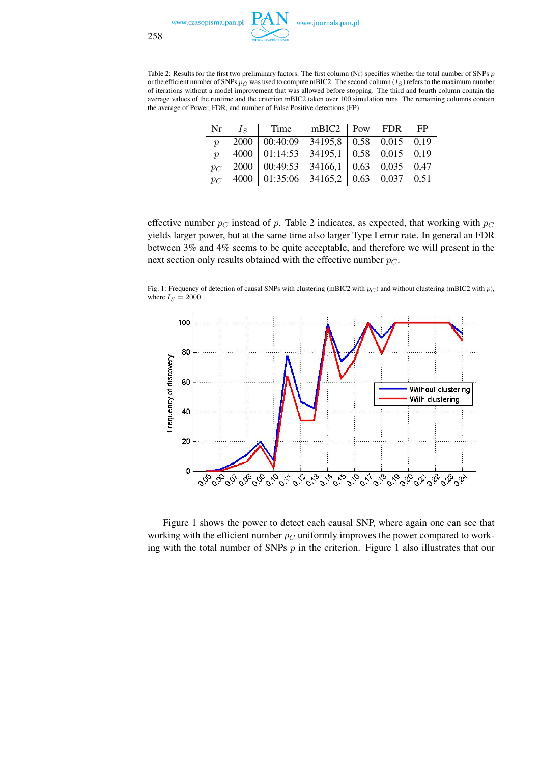Table 2: Results for the first two preliminary factors. The first column (Nr) specifies whether the total number of SNPs $p$ or the efficient number of SNPs $p_C$ was used to compute mBIC2. The second column ($I_S$) refers to the maximum number of iterations without a model improvement that was allowed before stopping. The third and fourth column contain the average values of the runtime and the criterion mBIC2 taken over 100 simulation runs. The remaining columns contain the average of Power, FDR, and number of False Positive detections (FP)

| Nr | $I_S$ | Time | mBIC2 | Pow | FDR | FP |
|---|---|---|---|---|---|---|
| $p$ | 2000 | 00:40:09 | 34195,8 | 0,58 | 0,015 | 0,19 |
| $p$ | 4000 | 01:14:53 | 34195,1 | 0,58 | 0,015 | 0,19 |
| $p_C$ | 2000 | 00:49:53 | 34166,1 | 0,63 | 0,035 | 0,47 |
| $p_C$ | 4000 | 01:35:06 | 34165,2 | 0,63 | 0,037 | 0,51 |

effective number $p_C$ instead of $p$. Table 2 indicates, as expected, that working with $p_C$ yields larger power, but at the same time also larger Type I error rate. In general an FDR between 3% and 4% seems to be quite acceptable, and therefore we will present in the next section only results obtained with the effective number $p_C$.

Fig. 1: Frequency of detection of causal SNPs with clustering (mBIC2 with $p_C$) and without clustering (mBIC2 with $p$), where $I_S = 2000$.

Figure 1 shows the power to detect each causal SNP, where again one can see that working with the efficient number $p_C$ uniformly improves the power compared to working with the total number of SNPs $p$ in the criterion. Figure 1 also illustrates that our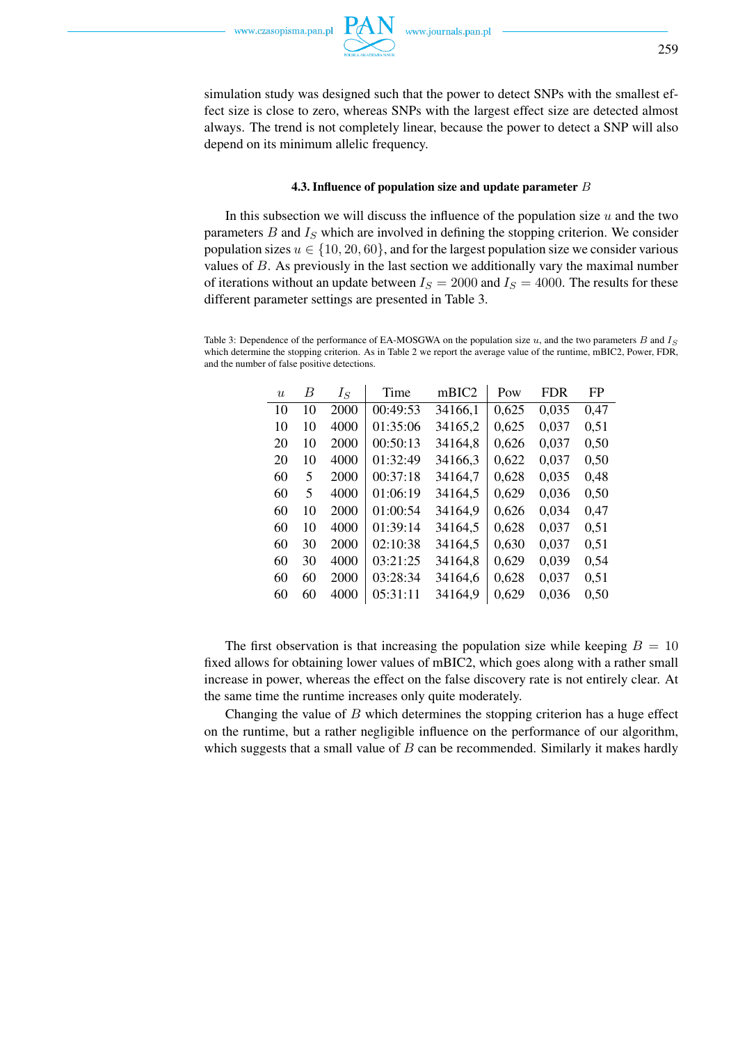simulation study was designed such that the power to detect SNPs with the smallest effect size is close to zero, whereas SNPs with the largest effect size are detected almost always. The trend is not completely linear, because the power to detect a SNP will also depend on its minimum allelic frequency.

### 4.3. Influence of population size and update parameter $B$

In this subsection we will discuss the influence of the population size $u$ and the two parameters $B$ and $I_S$ which are involved in defining the stopping criterion. We consider population sizes $u \in \{10, 20, 60\}$, and for the largest population size we consider various values of $B$. As previously in the last section we additionally vary the maximal number of iterations without an update between $I_S = 2000$ and $I_S = 4000$. The results for these different parameter settings are presented in Table 3.

Table 3: Dependence of the performance of EA-MOSGWA on the population size $u$, and the two parameters $B$ and $I_S$ which determine the stopping criterion. As in Table 2 we report the average value of the runtime, mBIC2, Power, FDR, and the number of false positive detections.

| $u$ | $B$ | $I_S$ | Time | mBIC2 | Pow | FDR | FP |
|---|---|---|---|---|---|---|---|
| 10 | 10 | 2000 | 00:49:53 | 34166,1 | 0,625 | 0,035 | 0,47 |
| 10 | 10 | 4000 | 01:35:06 | 34165,2 | 0,625 | 0,037 | 0,51 |
| 20 | 10 | 2000 | 00:50:13 | 34164,8 | 0,626 | 0,037 | 0,50 |
| 20 | 10 | 4000 | 01:32:49 | 34166,3 | 0,622 | 0,037 | 0,50 |
| 60 | 5 | 2000 | 00:37:18 | 34164,7 | 0,628 | 0,035 | 0,48 |
| 60 | 5 | 4000 | 01:06:19 | 34164,5 | 0,629 | 0,036 | 0,50 |
| 60 | 10 | 2000 | 01:00:54 | 34164,9 | 0,626 | 0,034 | 0,47 |
| 60 | 10 | 4000 | 01:39:14 | 34164,5 | 0,628 | 0,037 | 0,51 |
| 60 | 30 | 2000 | 02:10:38 | 34164,5 | 0,630 | 0,037 | 0,51 |
| 60 | 30 | 4000 | 03:21:25 | 34164,8 | 0,629 | 0,039 | 0,54 |
| 60 | 60 | 2000 | 03:28:34 | 34164,6 | 0,628 | 0,037 | 0,51 |
| 60 | 60 | 4000 | 05:31:11 | 34164,9 | 0,629 | 0,036 | 0,50 |

The first observation is that increasing the population size while keeping $B = 10$ fixed allows for obtaining lower values of mBIC2, which goes along with a rather small increase in power, whereas the effect on the false discovery rate is not entirely clear. At the same time the runtime increases only quite moderately.

Changing the value of $B$ which determines the stopping criterion has a huge effect on the runtime, but a rather negligible influence on the performance of our algorithm, which suggests that a small value of $B$ can be recommended. Similarly it makes hardly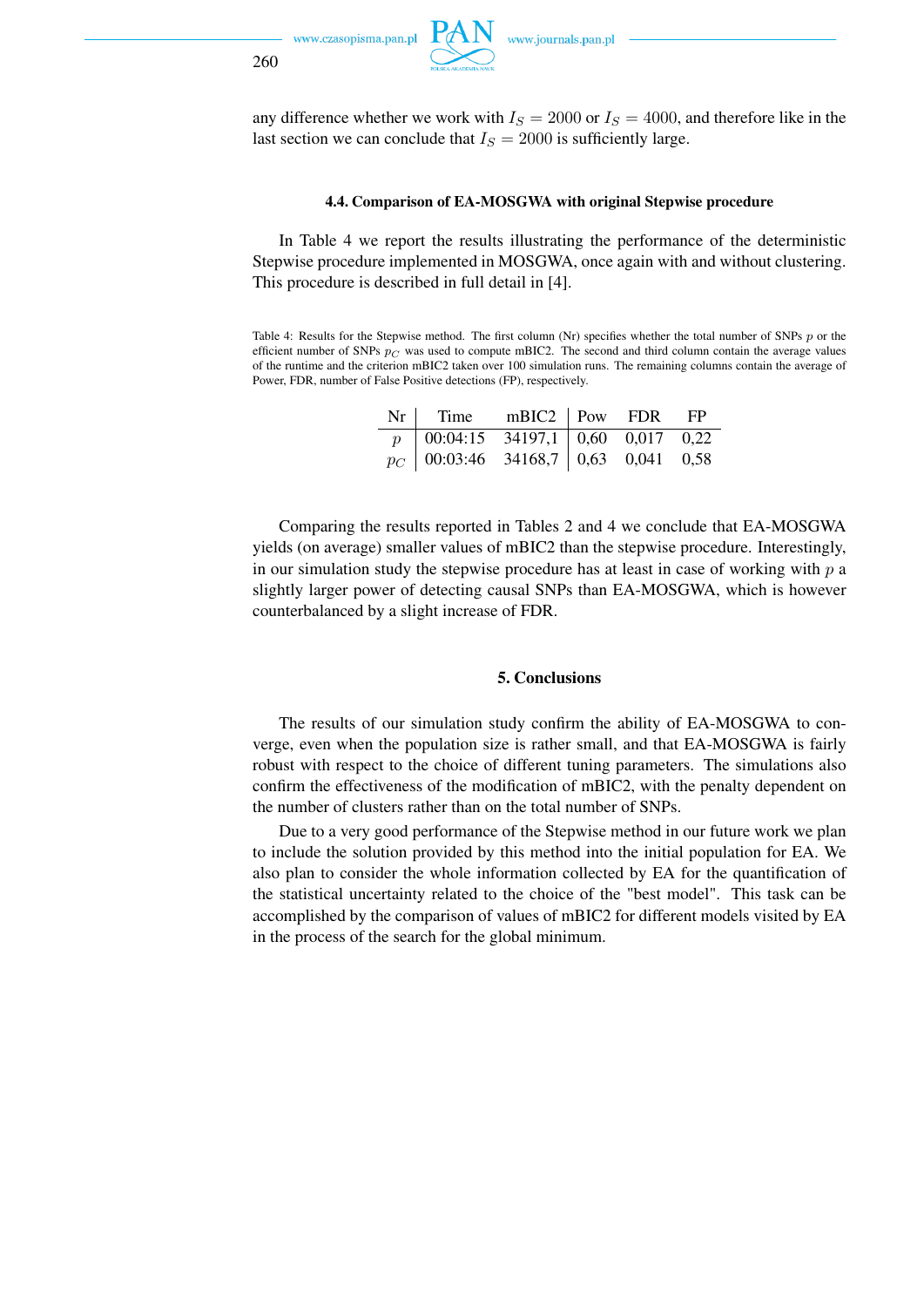any difference whether we work with $I_S = 2000$ or $I_S = 4000$, and therefore like in the last section we can conclude that $I_S = 2000$ is sufficiently large.

### 4.4. Comparison of EA-MOSGWA with original Stepwise procedure

In Table 4 we report the results illustrating the performance of the deterministic Stepwise procedure implemented in MOSGWA, once again with and without clustering. This procedure is described in full detail in [4].

Table 4: Results for the Stepwise method. The first column (Nr) specifies whether the total number of SNPs $p$ or the efficient number of SNPs $p_C$ was used to compute mBIC2. The second and third column contain the average values of the runtime and the criterion mBIC2 taken over 100 simulation runs. The remaining columns contain the average of Power, FDR, number of False Positive detections (FP), respectively.

| Nr | Time | mBIC2 | Pow | FDR | FP |
|---|---|---|---|---|---|
| $p$ | 00:04:15 | 34197,1 | 0,60 | 0,017 | 0,22 |
| $p_C$ | 00:03:46 | 34168,7 | 0,63 | 0,041 | 0,58 |

Comparing the results reported in Tables 2 and 4 we conclude that EA-MOSGWA yields (on average) smaller values of mBIC2 than the stepwise procedure. Interestingly, in our simulation study the stepwise procedure has at least in case of working with $p$ a slightly larger power of detecting causal SNPs than EA-MOSGWA, which is however counterbalanced by a slight increase of FDR.

## 5. Conclusions

The results of our simulation study confirm the ability of EA-MOSGWA to converge, even when the population size is rather small, and that EA-MOSGWA is fairly robust with respect to the choice of different tuning parameters. The simulations also confirm the effectiveness of the modification of mBIC2, with the penalty dependent on the number of clusters rather than on the total number of SNPs.

Due to a very good performance of the Stepwise method in our future work we plan to include the solution provided by this method into the initial population for EA. We also plan to consider the whole information collected by EA for the quantification of the statistical uncertainty related to the choice of the "best model". This task can be accomplished by the comparison of values of mBIC2 for different models visited by EA in the process of the search for the global minimum.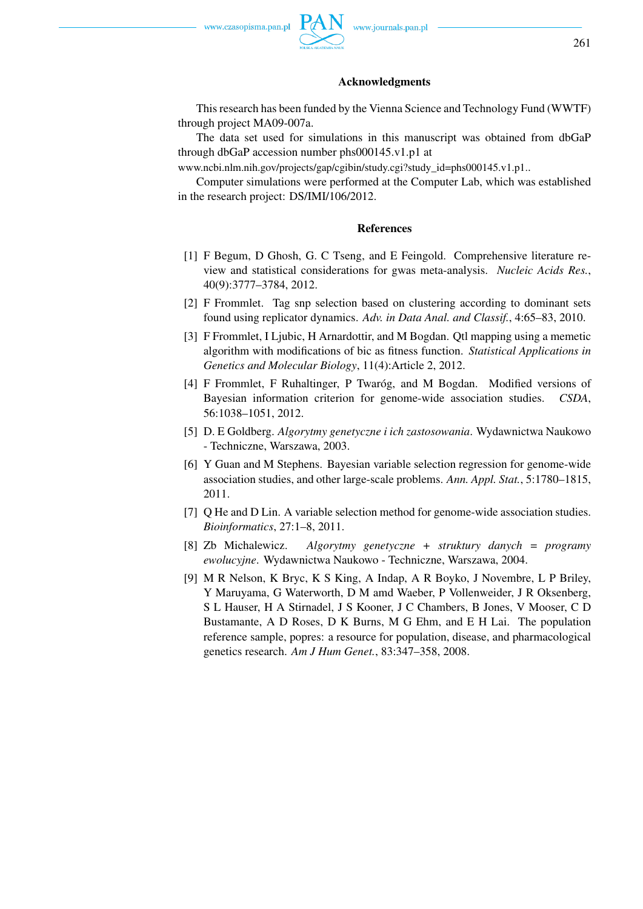## Acknowledgments

This research has been funded by the Vienna Science and Technology Fund (WWTF) through project MA09-007a.

The data set used for simulations in this manuscript was obtained from dbGaP through dbGaP accession number phs000145.v1.p1 at www.ncbi.nlm.nih.gov/projects/gap/cgibin/study.cgi?study_id=phs000145.v1.p1..

Computer simulations were performed at the Computer Lab, which was established in the research project: DS/IMI/106/2012.

## References

[1] F Begum, D Ghosh, G. C Tseng, and E Feingold. Comprehensive literature review and statistical considerations for gwas meta-analysis. *Nucleic Acids Res.*, 40(9):3777–3784, 2012.

[2] F Frommlet. Tag snp selection based on clustering according to dominant sets found using replicator dynamics. *Adv. in Data Anal. and Classif.*, 4:65–83, 2010.

[3] F Frommlet, I Ljubic, H Arnardottir, and M Bogdan. Qtl mapping using a memetic algorithm with modifications of bic as fitness function. *Statistical Applications in Genetics and Molecular Biology*, 11(4):Article 2, 2012.

[4] F Frommlet, F Ruhaltinger, P Twaróg, and M Bogdan. Modified versions of Bayesian information criterion for genome-wide association studies. *CSDA*, 56:1038–1051, 2012.

[5] D. E Goldberg. *Algorytmy genetyczne i ich zastosowania*. Wydawnictwa Naukowo - Techniczne, Warszawa, 2003.

[6] Y Guan and M Stephens. Bayesian variable selection regression for genome-wide association studies, and other large-scale problems. *Ann. Appl. Stat.*, 5:1780–1815, 2011.

[7] Q He and D Lin. A variable selection method for genome-wide association studies. *Bioinformatics*, 27:1–8, 2011.

[8] Zb Michalewicz. *Algorytmy genetyczne + struktury danych = programy ewolucyjne*. Wydawnictwa Naukowo - Techniczne, Warszawa, 2004.

[9] M R Nelson, K Bryc, K S King, A Indap, A R Boyko, J Novembre, L P Briley, Y Maruyama, G Waterworth, D M amd Waeber, P Vollenweider, J R Oksenberg, S L Hauser, H A Stirnadel, J S Kooner, J C Chambers, B Jones, V Mooser, C D Bustamante, A D Roses, D K Burns, M G Ehm, and E H Lai. The population reference sample, popres: a resource for population, disease, and pharmacological genetics research. *Am J Hum Genet.*, 83:347–358, 2008.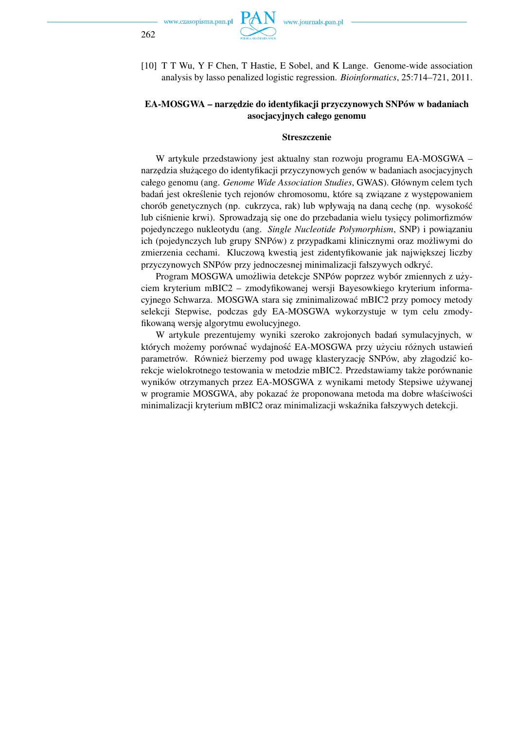[10] T T Wu, Y F Chen, T Hastie, E Sobel, and K Lange. Genome-wide association analysis by lasso penalized logistic regression. *Bioinformatics*, 25:714–721, 2011.

## EA-MOSGWA – narzędzie do identyfikacji przyczynowych SNPów w badaniach asocjacyjnych całego genomu

### Streszczenie

W artykule przedstawiony jest aktualny stan rozwoju programu EA-MOSGWA – narzędzia służącego do identyfikacji przyczynowych genów w badaniach asocjacyjnych całego genomu (ang. *Genome Wide Association Studies*, GWAS). Głównym celem tych badań jest określenie tych rejonów chromosomu, które są związane z występowaniem chorób genetycznych (np. cukrzyca, rak) lub wpływają na daną cechę (np. wysokość lub ciśnienie krwi). Sprowadzają się one do przebadania wielu tysięcy polimorfizmów pojedynczego nukleotydu (ang. *Single Nucleotide Polymorphism*, SNP) i powiązaniu ich (pojedynczych lub grupy SNPów) z przypadkami klinicznymi oraz możliwymi do zmierzenia cechami. Kluczową kwestią jest zidentyfikowanie jak największej liczby przyczynowych SNPów przy jednoczesnej minimalizacji fałszywych odkryć.

Program MOSGWA umożliwia detekcje SNPów poprzez wybór zmiennych z użyciem kryterium mBIC2 – zmodyfikowanej wersji Bayesowkiego kryterium informacyjnego Schwarza. MOSGWA stara się zminimalizować mBIC2 przy pomocy metody selekcji Stepwise, podczas gdy EA-MOSGWA wykorzystuje w tym celu zmodyfikowaną wersję algorytmu ewolucyjnego.

W artykule prezentujemy wyniki szeroko zakrojonych badań symulacyjnych, w których możemy porównać wydajność EA-MOSGWA przy użyciu różnych ustawień parametrów. Również bierzemy pod uwagę klasteryzację SNPów, aby złagodzić korekcje wielokrotnego testowania w metodzie mBIC2. Przedstawiamy także porównanie wyników otrzymanych przez EA-MOSGWA z wynikami metody Stepsiwe używanej w programie MOSGWA, aby pokazać że proponowana metoda ma dobre właściwości minimalizacji kryterium mBIC2 oraz minimalizacji wskaźnika fałszywych detekcji.